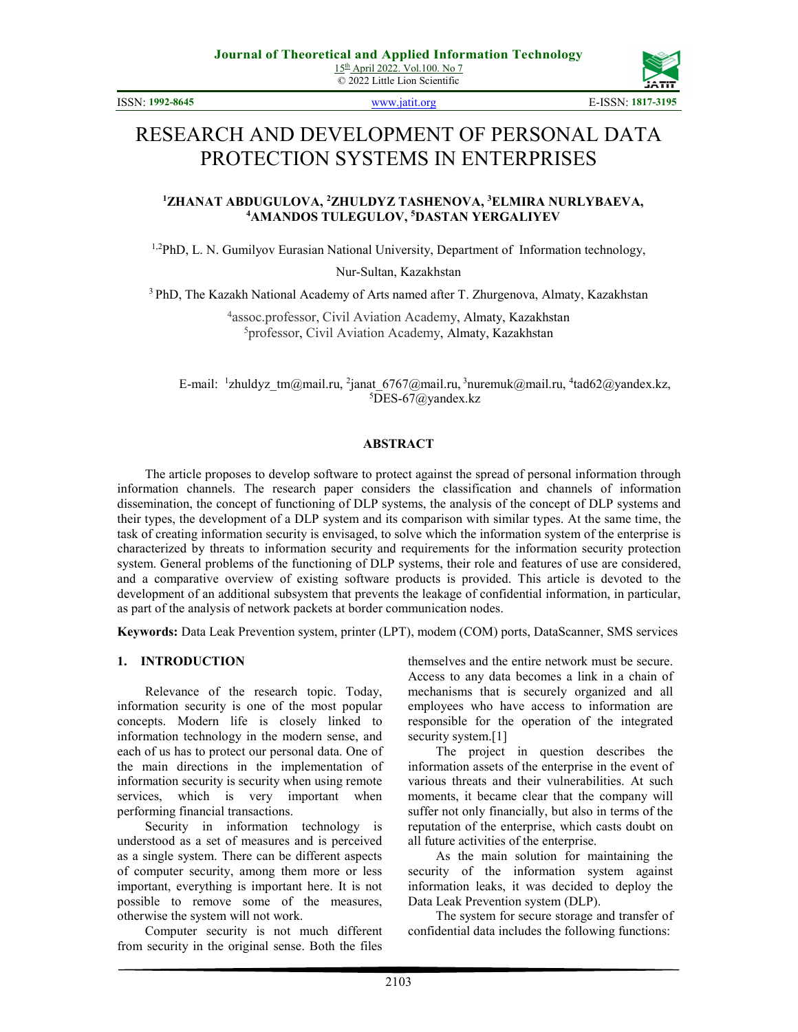# RESEARCH AND DEVELOPMENT OF PERSONAL DATA PROTECTION SYSTEMS IN ENTERPRISES

**[1]ZHANAT ABDUGULOVA, [2]ZHULDYZ TASHENOVA, [3]ELMIRA NURLYBAEVA, [4]AMANDOS TULEGULOV, [5]DASTAN YERGALIYEV**

[1,2]PhD, L. N. Gumilyov Eurasian National University, Department of Information technology, Nur-Sultan, Kazakhstan

[3] PhD, The Kazakh National Academy of Arts named after T. Zhurgenova, Almaty, Kazakhstan

[4]assoc.professor, Civil Aviation Academy, Almaty, Kazakhstan

[5]professor, Civil Aviation Academy, Almaty, Kazakhstan

E-mail: [1]zhuldyz_tm@mail.ru, [2]janat_6767@mail.ru, [3]nuremuk@mail.ru, [4]tad62@yandex.kz, [5]DES-67@yandex.kz

## ABSTRACT

The article proposes to develop software to protect against the spread of personal information through information channels. The research paper considers the classification and channels of information dissemination, the concept of functioning of DLP systems, the analysis of the concept of DLP systems and their types, the development of a DLP system and its comparison with similar types. At the same time, the task of creating information security is envisaged, to solve which the information system of the enterprise is characterized by threats to information security and requirements for the information security protection system. General problems of the functioning of DLP systems, their role and features of use are considered, and a comparative overview of existing software products is provided. This article is devoted to the development of an additional subsystem that prevents the leakage of confidential information, in particular, as part of the analysis of network packets at border communication nodes.

**Keywords:** Data Leak Prevention system, printer (LPT), modem (COM) ports, DataScanner, SMS services

## 1. INTRODUCTION

Relevance of the research topic. Today, information security is one of the most popular concepts. Modern life is closely linked to information technology in the modern sense, and each of us has to protect our personal data. One of the main directions in the implementation of information security is security when using remote services, which is very important when performing financial transactions.

Security in information technology is understood as a set of measures and is perceived as a single system. There can be different aspects of computer security, among them more or less important, everything is important here. It is not possible to remove some of the measures, otherwise the system will not work.

Computer security is not much different from security in the original sense. Both the files themselves and the entire network must be secure. Access to any data becomes a link in a chain of mechanisms that is securely organized and all employees who have access to information are responsible for the operation of the integrated security system.[1]

The project in question describes the information assets of the enterprise in the event of various threats and their vulnerabilities. At such moments, it became clear that the company will suffer not only financially, but also in terms of the reputation of the enterprise, which casts doubt on all future activities of the enterprise.

As the main solution for maintaining the security of the information system against information leaks, it was decided to deploy the Data Leak Prevention system (DLP).

The system for secure storage and transfer of confidential data includes the following functions: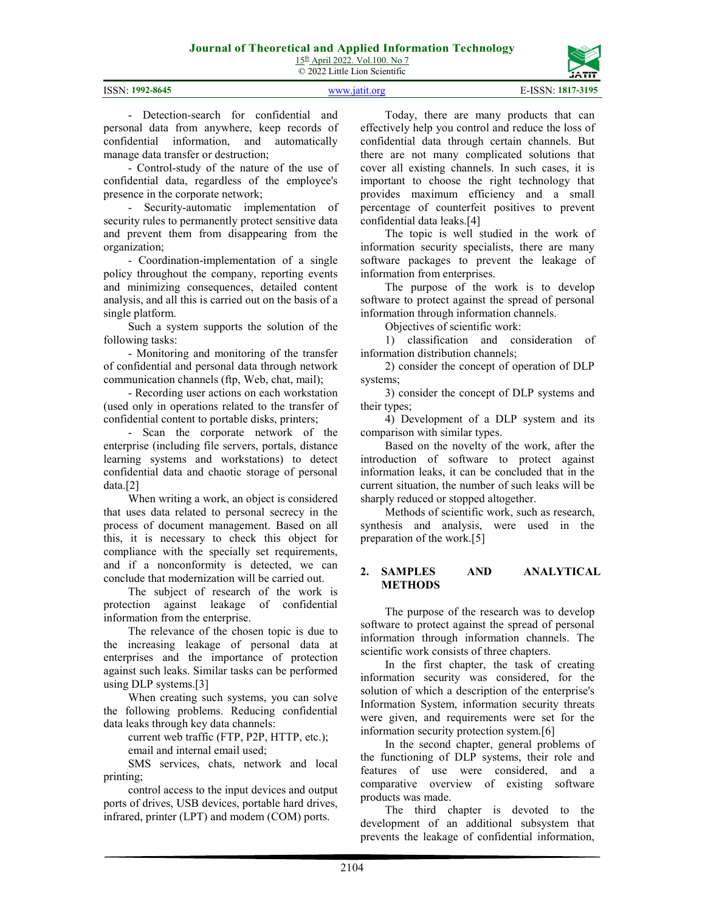- Detection-search for confidential and personal data from anywhere, keep records of confidential information, and automatically manage data transfer or destruction;

- Control-study of the nature of the use of confidential data, regardless of the employee's presence in the corporate network;

- Security-automatic implementation of security rules to permanently protect sensitive data and prevent them from disappearing from the organization;

- Coordination-implementation of a single policy throughout the company, reporting events and minimizing consequences, detailed content analysis, and all this is carried out on the basis of a single platform.

Such a system supports the solution of the following tasks:

- Monitoring and monitoring of the transfer of confidential and personal data through network communication channels (ftp, Web, chat, mail);

- Recording user actions on each workstation (used only in operations related to the transfer of confidential content to portable disks, printers;

- Scan the corporate network of the enterprise (including file servers, portals, distance learning systems and workstations) to detect confidential data and chaotic storage of personal data.[2]

When writing a work, an object is considered that uses data related to personal secrecy in the process of document management. Based on all this, it is necessary to check this object for compliance with the specially set requirements, and if a nonconformity is detected, we can conclude that modernization will be carried out.

The subject of research of the work is protection against leakage of confidential information from the enterprise.

The relevance of the chosen topic is due to the increasing leakage of personal data at enterprises and the importance of protection against such leaks. Similar tasks can be performed using DLP systems.[3]

When creating such systems, you can solve the following problems. Reducing confidential data leaks through key data channels:

current web traffic (FTP, P2P, HTTP, etc.);

email and internal email used;

SMS services, chats, network and local printing;

control access to the input devices and output ports of drives, USB devices, portable hard drives, infrared, printer (LPT) and modem (COM) ports.

Today, there are many products that can effectively help you control and reduce the loss of confidential data through certain channels. But there are not many complicated solutions that cover all existing channels. In such cases, it is important to choose the right technology that provides maximum efficiency and a small percentage of counterfeit positives to prevent confidential data leaks.[4]

The topic is well studied in the work of information security specialists, there are many software packages to prevent the leakage of information from enterprises.

The purpose of the work is to develop software to protect against the spread of personal information through information channels.

Objectives of scientific work:

1) classification and consideration of information distribution channels;

2) consider the concept of operation of DLP systems;

3) consider the concept of DLP systems and their types;

4) Development of a DLP system and its comparison with similar types.

Based on the novelty of the work, after the introduction of software to protect against information leaks, it can be concluded that in the current situation, the number of such leaks will be sharply reduced or stopped altogether.

Methods of scientific work, such as research, synthesis and analysis, were used in the preparation of the work.[5]

## 2. SAMPLES AND ANALYTICAL METHODS

The purpose of the research was to develop software to protect against the spread of personal information through information channels. The scientific work consists of three chapters.

In the first chapter, the task of creating information security was considered, for the solution of which a description of the enterprise's Information System, information security threats were given, and requirements were set for the information security protection system.[6]

In the second chapter, general problems of the functioning of DLP systems, their role and features of use were considered, and a comparative overview of existing software products was made.

The third chapter is devoted to the development of an additional subsystem that prevents the leakage of confidential information,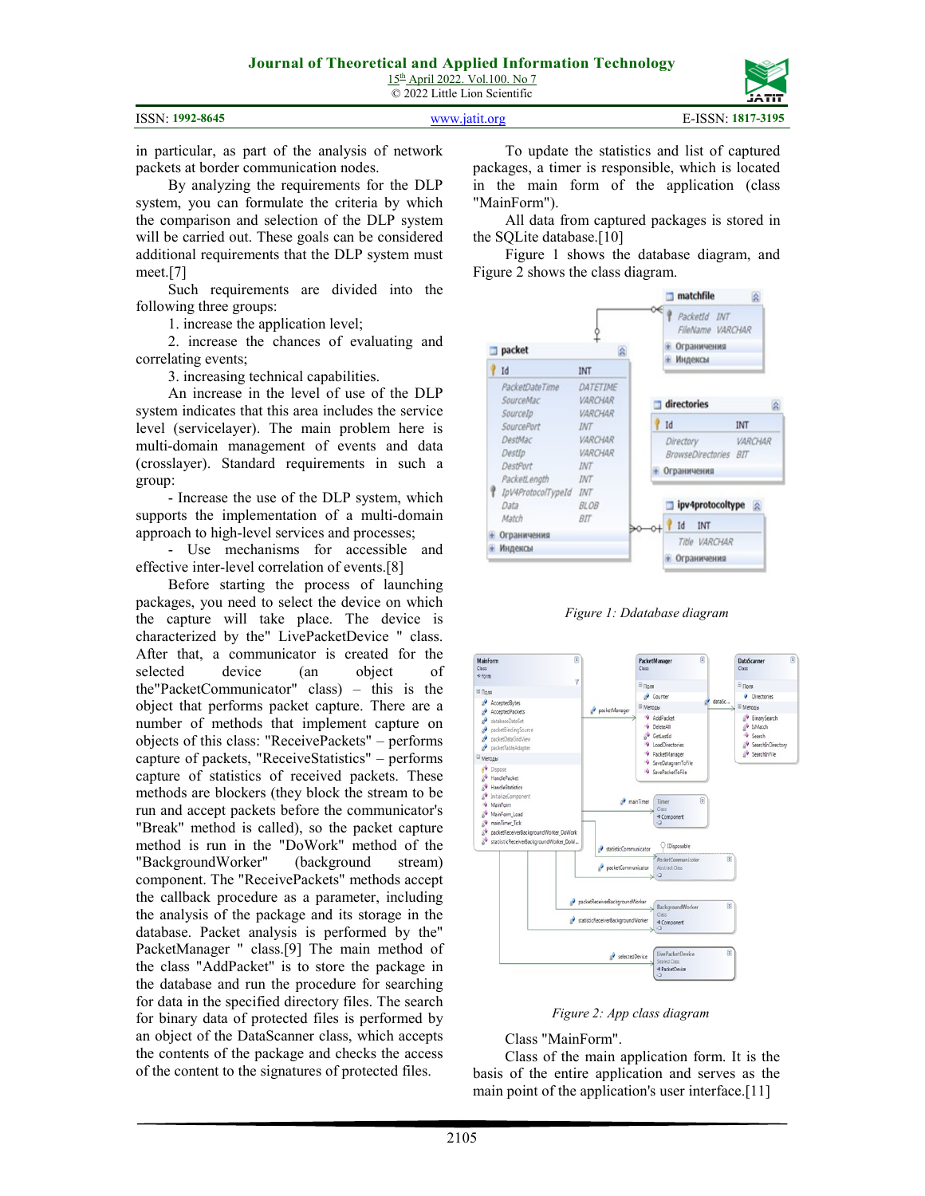in particular, as part of the analysis of network packets at border communication nodes.

By analyzing the requirements for the DLP system, you can formulate the criteria by which the comparison and selection of the DLP system will be carried out. These goals can be considered additional requirements that the DLP system must meet.[7]

Such requirements are divided into the following three groups:

1. increase the application level;
2. increase the chances of evaluating and correlating events;
3. increasing technical capabilities.

An increase in the level of use of the DLP system indicates that this area includes the service level (servicelayer). The main problem here is multi-domain management of events and data (crosslayer). Standard requirements in such a group:

- Increase the use of the DLP system, which supports the implementation of a multi-domain approach to high-level services and processes;
- Use mechanisms for accessible and effective inter-level correlation of events.[8]

Before starting the process of launching packages, you need to select the device on which the capture will take place. The device is characterized by the" LivePacketDevice " class. After that, a communicator is created for the selected device (an object of the"PacketCommunicator" class) – this is the object that performs packet capture. There are a number of methods that implement capture on objects of this class: "ReceivePackets" – performs capture of packets, "ReceiveStatistics" – performs capture of statistics of received packets. These methods are blockers (they block the stream to be run and accept packets before the communicator's "Break" method is called), so the packet capture method is run in the "DoWork" method of the "BackgroundWorker" (background stream) component. The "ReceivePackets" methods accept the callback procedure as a parameter, including the analysis of the package and its storage in the database. Packet analysis is performed by the" PacketManager " class.[9] The main method of the class "AddPacket" is to store the package in the database and run the procedure for searching for data in the specified directory files. The search for binary data of protected files is performed by an object of the DataScanner class, which accepts the contents of the package and checks the access of the content to the signatures of protected files.

To update the statistics and list of captured packages, a timer is responsible, which is located in the main form of the application (class "MainForm").

All data from captured packages is stored in the SQLite database.[10]

Figure 1 shows the database diagram, and Figure 2 shows the class diagram.

*Figure 1: Ddatabase diagram*

*Figure 2: App class diagram*

Class "MainForm".

Class of the main application form. It is the basis of the entire application and serves as the main point of the application's user interface.[11]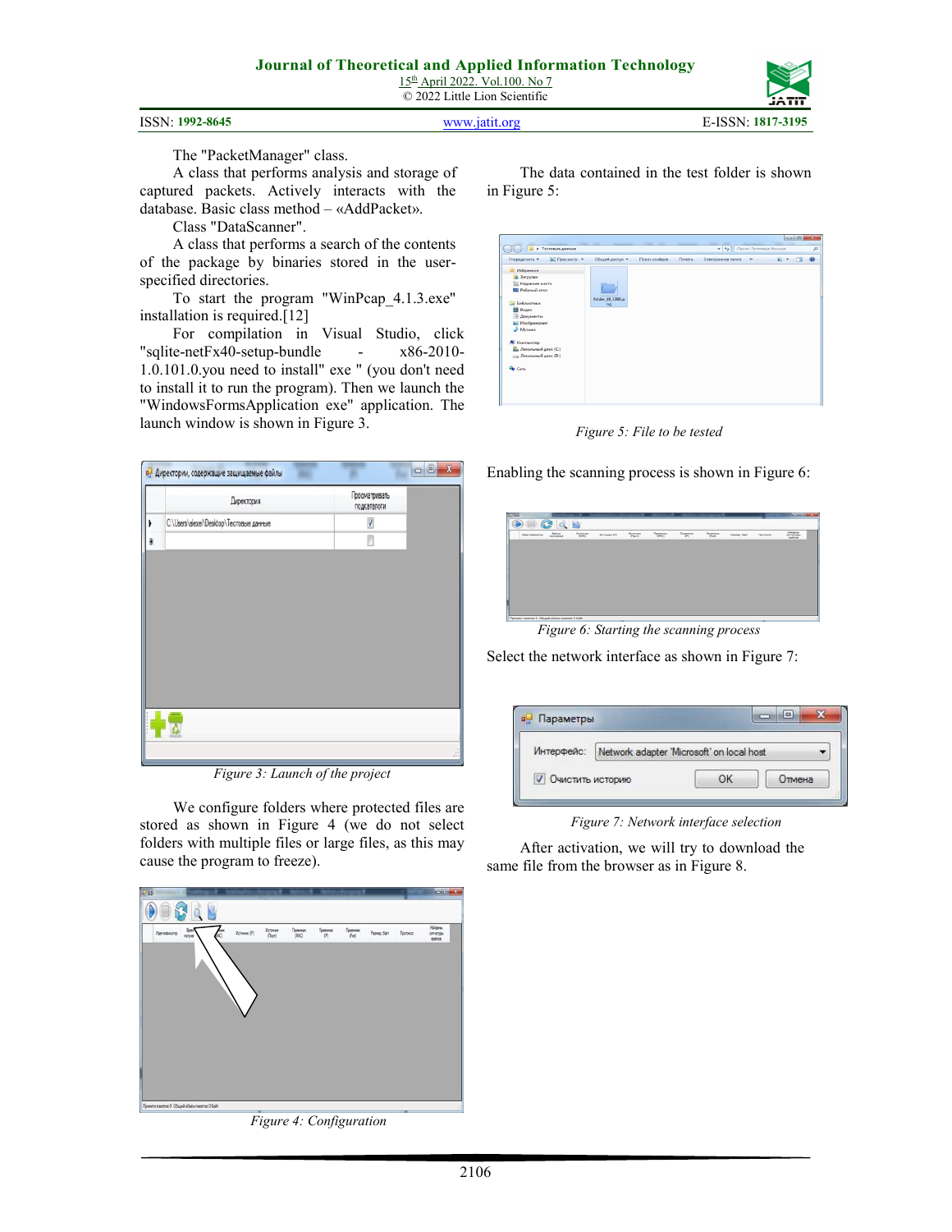The "PacketManager" class.

A class that performs analysis and storage of captured packets. Actively interacts with the database. Basic class method – «AddPacket».

Class "DataScanner".

A class that performs a search of the contents of the package by binaries stored in the user-specified directories.

To start the program "WinPcap_4.1.3.exe" installation is required.[12]

For compilation in Visual Studio, click "sqlite-netFx40-setup-bundle - x86-2010-1.0.101.0.you need to install" exe " (you don't need to install it to run the program). Then we launch the "WindowsFormsApplication exe" application. The launch window is shown in Figure 3.

Figure 3: Launch of the project

We configure folders where protected files are stored as shown in Figure 4 (we do not select folders with multiple files or large files, as this may cause the program to freeze).

Figure 4: Configuration

The data contained in the test folder is shown in Figure 5:

Figure 5: File to be tested

Enabling the scanning process is shown in Figure 6:

Figure 6: Starting the scanning process

Select the network interface as shown in Figure 7:

Figure 7: Network interface selection

After activation, we will try to download the same file from the browser as in Figure 8.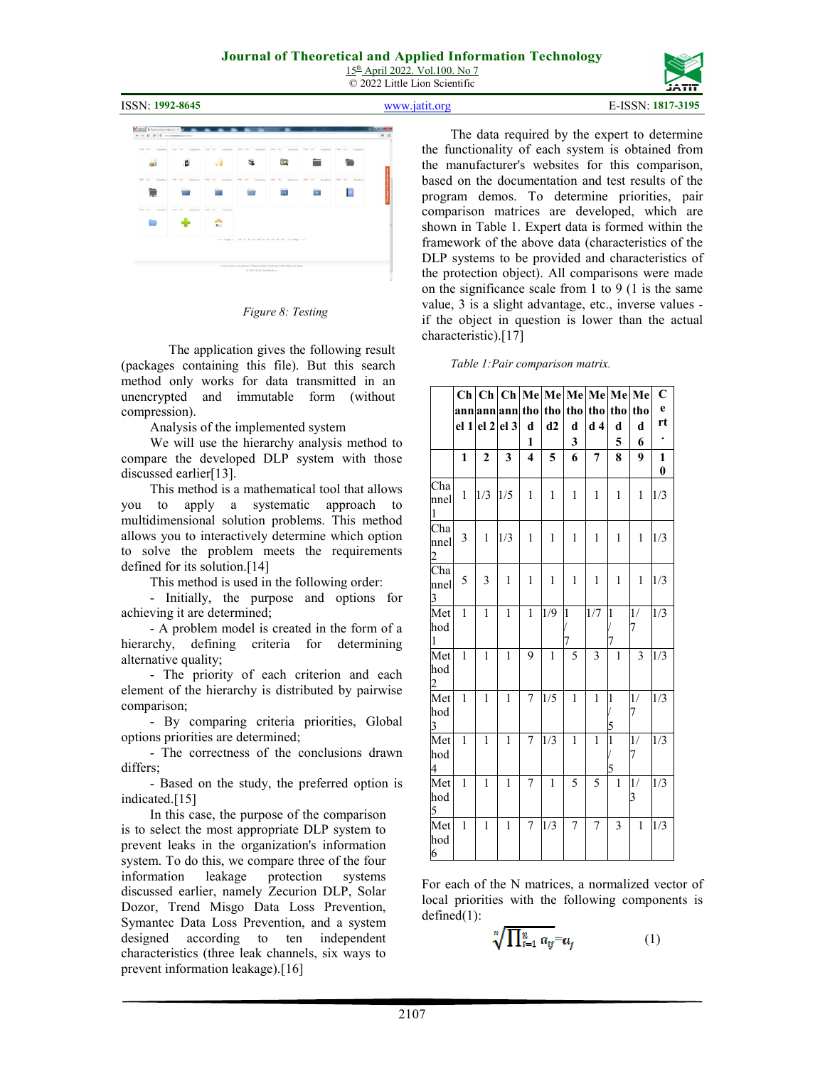*Figure 8: Testing*

The application gives the following result (packages containing this file). But this search method only works for data transmitted in an unencrypted and immutable form (without compression).

Analysis of the implemented system

We will use the hierarchy analysis method to compare the developed DLP system with those discussed earlier[13].

This method is a mathematical tool that allows you to apply a systematic approach to multidimensional solution problems. This method allows you to interactively determine which option to solve the problem meets the requirements defined for its solution.[14]

This method is used in the following order:

- Initially, the purpose and options for achieving it are determined;
- A problem model is created in the form of a hierarchy, defining criteria for determining alternative quality;
- The priority of each criterion and each element of the hierarchy is distributed by pairwise comparison;
- By comparing criteria priorities, Global options priorities are determined;
- The correctness of the conclusions drawn differs;
- Based on the study, the preferred option is indicated.[15]

In this case, the purpose of the comparison is to select the most appropriate DLP system to prevent leaks in the organization's information system. To do this, we compare three of the four information leakage protection systems discussed earlier, namely Zecurion DLP, Solar Dozor, Trend Misgo Data Loss Prevention, Symantec Data Loss Prevention, and a system designed according to ten independent characteristics (three leak channels, six ways to prevent information leakage).[16]

The data required by the expert to determine the functionality of each system is obtained from the manufacturer's websites for this comparison, based on the documentation and test results of the program demos. To determine priorities, pair comparison matrices are developed, which are shown in Table 1. Expert data is formed within the framework of the above data (characteristics of the DLP systems to be provided and characteristics of the protection object). All comparisons were made on the significance scale from 1 to 9 (1 is the same value, 3 is a slight advantage, etc., inverse values - if the object in question is lower than the actual characteristic).[17]

*Table 1:Pair comparison matrix.*

| | Channel 1 | Channel 2 | Channel 3 | Method 1 | Method2 | Method 3 | Method 4 | Method 5 | Method 6 | Cert. |
|---|---|---|---|---|---|---|---|---|---|---|
| | **1** | **2** | **3** | **4** | **5** | **6** | **7** | **8** | **9** | **10** |
| Channel 1 | 1 | 1/3 | 1/5 | 1 | 1 | 1 | 1 | 1 | 1 | 1/3 |
| Channel 2 | 3 | 1 | 1/3 | 1 | 1 | 1 | 1 | 1 | 1 | 1/3 |
| Channel 3 | 5 | 3 | 1 | 1 | 1 | 1 | 1 | 1 | 1 | 1/3 |
| Method 1 | 1 | 1 | 1 | 1 | 1/9 | 1/7 | 1/7 | 1/7 | 1/7 | 1/3 |
| Method 2 | 1 | 1 | 1 | 9 | 1 | 5 | 3 | 1 | 3 | 1/3 |
| Method 3 | 1 | 1 | 1 | 7 | 1/5 | 1 | 1 | 1/5 | 1/7 | 1/3 |
| Method 4 | 1 | 1 | 1 | 7 | 1/3 | 1 | 1 | 1/5 | 1/7 | 1/3 |
| Method 5 | 1 | 1 | 1 | 7 | 1 | 5 | 5 | 1 | 1/3 | 1/3 |
| Method 6 | 1 | 1 | 1 | 7 | 1/3 | 7 | 7 | 3 | 1 | 1/3 |

For each of the N matrices, a normalized vector of local priorities with the following components is defined(1):

$$\sqrt[n]{\prod_{i=1}^{n} a_{ij}} = a_j \tag{1}$$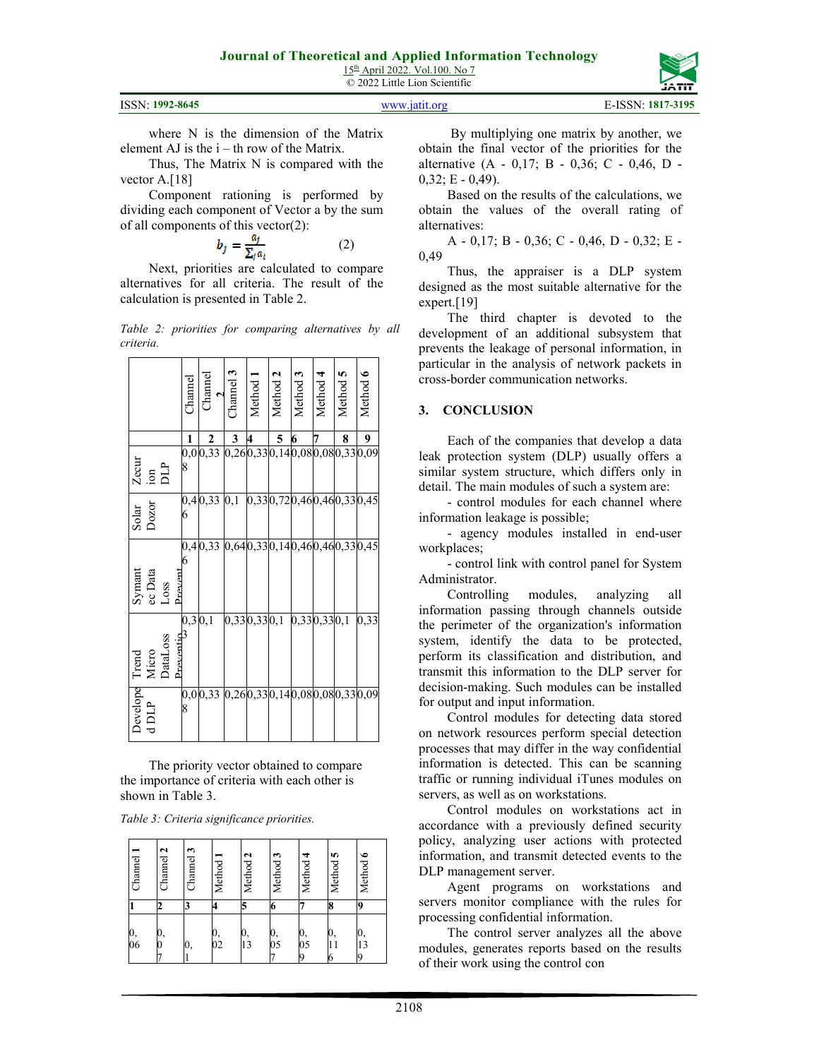where N is the dimension of the Matrix element AJ is the i – th row of the Matrix.

Thus, The Matrix N is compared with the vector A.[18]

Component rationing is performed by dividing each component of Vector a by the sum of all components of this vector(2):

$$b_j = \frac{a_j}{\sum_i a_i} \qquad (2)$$

Next, priorities are calculated to compare alternatives for all criteria. The result of the calculation is presented in Table 2.

*Table 2: priorities for comparing alternatives by all criteria.*

| | Channel | Channel 2 | Channel 3 | Method 1 | Method 2 | Method 3 | Method 4 | Method 5 | Method 6 |
|---|---|---|---|---|---|---|---|---|---|
| | 1 | 2 | 3 | 4 | 5 | 6 | 7 | 8 | 9 |
| Zecurion DLP | 0,08 | 0,33 | 0,26 | 0,33 | 0,14 | 0,08 | 0,08 | 0,33 | 0,09 |
| Solar Dozor | 0,46 | 0,33 | 0,1 | 0,33 | 0,72 | 0,46 | 0,46 | 0,33 | 0,45 |
| Symantec Data Loss Prevent | 0,46 | 0,33 | 0,64 | 0,33 | 0,14 | 0,46 | 0,46 | 0,33 | 0,45 |
| Trend Micro DataLoss Preventio | 0,33 | 0,1 | 0,33 | 0,33 | 0,1 | 0,33 | 0,33 | 0,1 | 0,33 |
| Developed DLP | 0,08 | 0,33 | 0,26 | 0,33 | 0,14 | 0,08 | 0,08 | 0,33 | 0,09 |

The priority vector obtained to compare the importance of criteria with each other is shown in Table 3.

*Table 3: Criteria significance priorities.*

| Channel 1 | Channel 2 | Channel 3 | Method 1 | Method 2 | Method 3 | Method 4 | Method 5 | Method 6 |
|---|---|---|---|---|---|---|---|---|
| 1 | 2 | 3 | 4 | 5 | 6 | 7 | 8 | 9 |
| 0,06 | 0,07 | 0,1 | 0,02 | 0,13 | 0,057 | 0,059 | 0,116 | 0,139 |

By multiplying one matrix by another, we obtain the final vector of the priorities for the alternative (A - 0,17; B - 0,36; C - 0,46, D - 0,32; E - 0,49).

Based on the results of the calculations, we obtain the values of the overall rating of alternatives:

A - 0,17; B - 0,36; C - 0,46, D - 0,32; E - 0,49

Thus, the appraiser is a DLP system designed as the most suitable alternative for the expert.[19]

The third chapter is devoted to the development of an additional subsystem that prevents the leakage of personal information, in particular in the analysis of network packets in cross-border communication networks.

## 3. CONCLUSION

Each of the companies that develop a data leak protection system (DLP) usually offers a similar system structure, which differs only in detail. The main modules of such a system are:

- control modules for each channel where information leakage is possible;
- agency modules installed in end-user workplaces;
- control link with control panel for System Administrator.

Controlling modules, analyzing all information passing through channels outside the perimeter of the organization's information system, identify the data to be protected, perform its classification and distribution, and transmit this information to the DLP server for decision-making. Such modules can be installed for output and input information.

Control modules for detecting data stored on network resources perform special detection processes that may differ in the way confidential information is detected. This can be scanning traffic or running individual iTunes modules on servers, as well as on workstations.

Control modules on workstations act in accordance with a previously defined security policy, analyzing user actions with protected information, and transmit detected events to the DLP management server.

Agent programs on workstations and servers monitor compliance with the rules for processing confidential information.

The control server analyzes all the above modules, generates reports based on the results of their work using the control con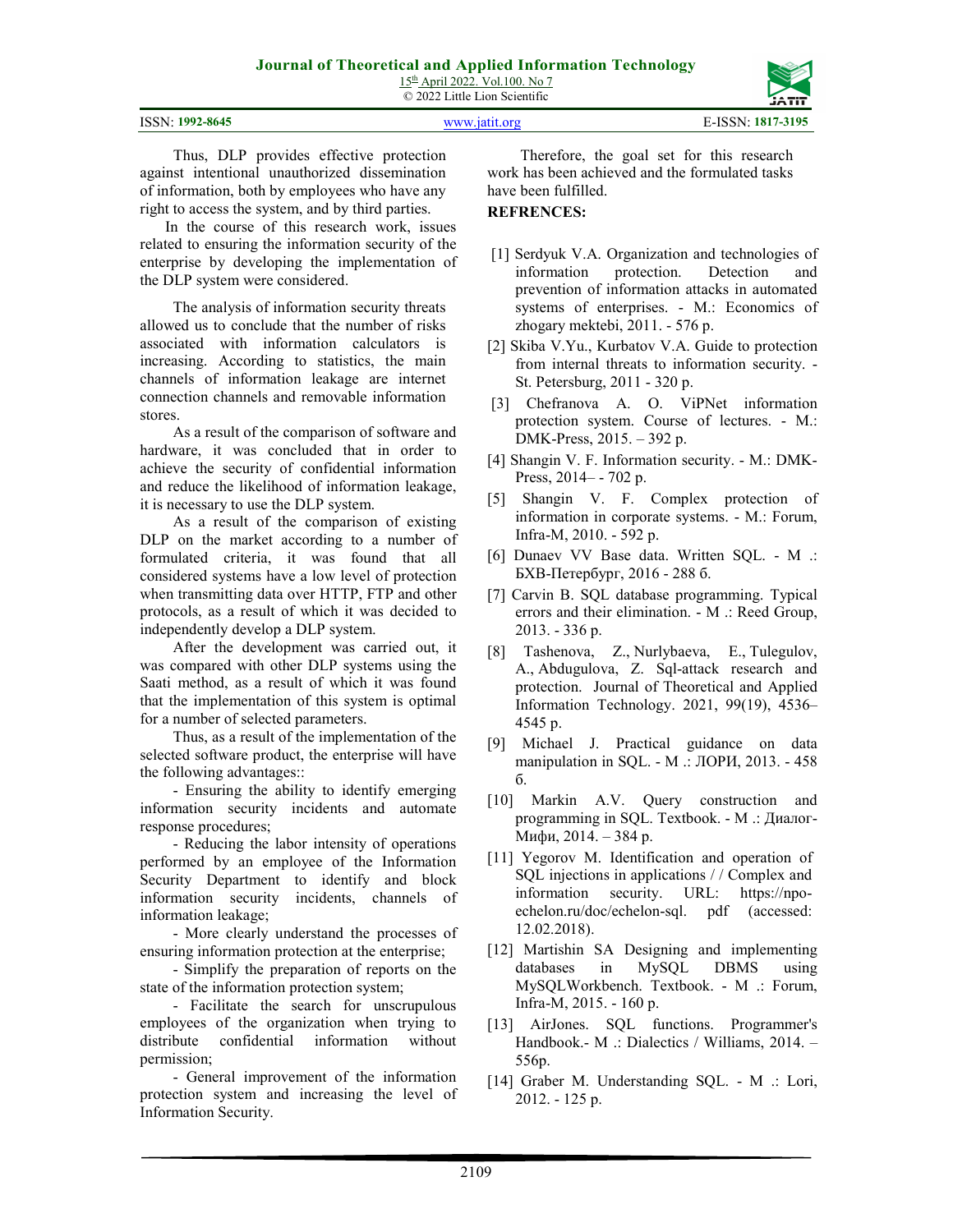Thus, DLP provides effective protection against intentional unauthorized dissemination of information, both by employees who have any right to access the system, and by third parties.

In the course of this research work, issues related to ensuring the information security of the enterprise by developing the implementation of the DLP system were considered.

The analysis of information security threats allowed us to conclude that the number of risks associated with information calculators is increasing. According to statistics, the main channels of information leakage are internet connection channels and removable information stores.

As a result of the comparison of software and hardware, it was concluded that in order to achieve the security of confidential information and reduce the likelihood of information leakage, it is necessary to use the DLP system.

As a result of the comparison of existing DLP on the market according to a number of formulated criteria, it was found that all considered systems have a low level of protection when transmitting data over HTTP, FTP and other protocols, as a result of which it was decided to independently develop a DLP system.

After the development was carried out, it was compared with other DLP systems using the Saati method, as a result of which it was found that the implementation of this system is optimal for a number of selected parameters.

Thus, as a result of the implementation of the selected software product, the enterprise will have the following advantages::

- Ensuring the ability to identify emerging information security incidents and automate response procedures;
- Reducing the labor intensity of operations performed by an employee of the Information Security Department to identify and block information security incidents, channels of information leakage;
- More clearly understand the processes of ensuring information protection at the enterprise;
- Simplify the preparation of reports on the state of the information protection system;
- Facilitate the search for unscrupulous employees of the organization when trying to distribute confidential information without permission;
- General improvement of the information protection system and increasing the level of Information Security.

Therefore, the goal set for this research work has been achieved and the formulated tasks have been fulfilled.

**REFRENCES:**

[1] Serdyuk V.A. Organization and technologies of information protection. Detection and prevention of information attacks in automated systems of enterprises. - M.: Economics of zhogary mektebi, 2011. - 576 p.

[2] Skiba V.Yu., Kurbatov V.A. Guide to protection from internal threats to information security. - St. Petersburg, 2011 - 320 p.

[3] Chefranova A. O. ViPNet information protection system. Course of lectures. - M.: DMK-Press, 2015. – 392 p.

[4] Shangin V. F. Information security. - M.: DMK-Press, 2014– - 702 p.

[5] Shangin V. F. Complex protection of information in corporate systems. - M.: Forum, Infra-M, 2010. - 592 p.

[6] Dunaev VV Base data. Written SQL. - M .: БХВ-Петербург, 2016 - 288 б.

[7] Carvin B. SQL database programming. Typical errors and their elimination. - M .: Reed Group, 2013. - 336 p.

[8] Tashenova, Z., Nurlybaeva, E., Tulegulov, A., Abdugulova, Z. Sql-attack research and protection. Journal of Theoretical and Applied Information Technology. 2021, 99(19), 4536–4545 p.

[9] Michael J. Practical guidance on data manipulation in SQL. - M .: ЛОРИ, 2013. - 458 б.

[10] Markin A.V. Query construction and programming in SQL. Textbook. - M .: Диалог-Мифи, 2014. – 384 p.

[11] Yegorov M. Identification and operation of SQL injections in applications / / Complex and information security. URL: https://npo-echelon.ru/doc/echelon-sql. pdf (accessed: 12.02.2018).

[12] Martishin SA Designing and implementing databases in MySQL DBMS using MySQLWorkbench. Textbook. - M .: Forum, Infra-M, 2015. - 160 p.

[13] AirJones. SQL functions. Programmer's Handbook.- M .: Dialectics / Williams, 2014. – 556p.

[14] Graber M. Understanding SQL. - M .: Lori, 2012. - 125 p.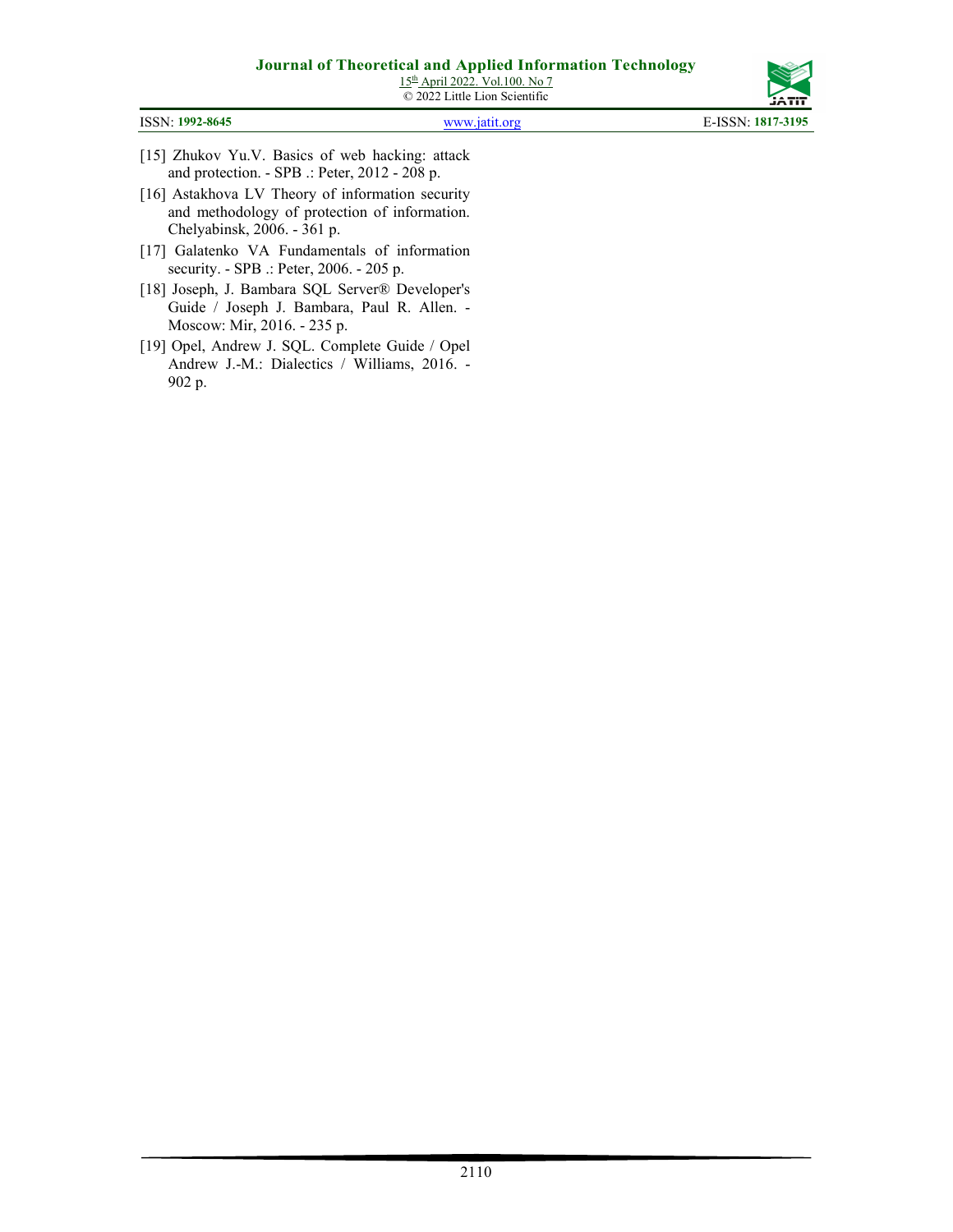[15] Zhukov Yu.V. Basics of web hacking: attack and protection. - SPB .: Peter, 2012 - 208 p.

[16] Astakhova LV Theory of information security and methodology of protection of information. Chelyabinsk, 2006. - 361 p.

[17] Galatenko VA Fundamentals of information security. - SPB .: Peter, 2006. - 205 p.

[18] Joseph, J. Bambara SQL Server® Developer's Guide / Joseph J. Bambara, Paul R. Allen. - Moscow: Mir, 2016. - 235 p.

[19] Opel, Andrew J. SQL. Complete Guide / Opel Andrew J.-M.: Dialectics / Williams, 2016. - 902 p.